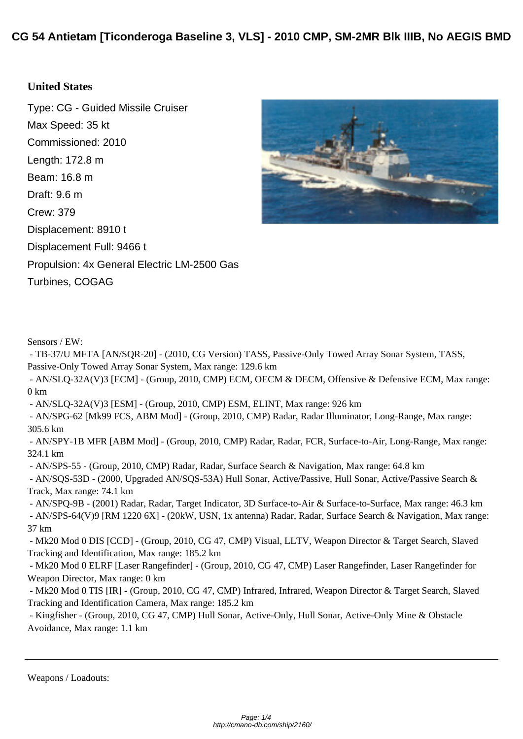# CG 54 Antietam [Ticonderoga Baseline 3, VLS] - 2010 CMP, SM-2MR Blk IIIB, No AEGIS BMD

**United States**

Type: CG - Guided Missile Cruiser

Max Speed: 35 kt

Commissioned: 2010

Length: 172.8 m

Beam: 16.8 m

Draft: 9.6 m

Crew: 379

Displacement: 8910 t

Displacement Full: 9466 t

Propulsion: 4x General Electric LM-2500 Gas Turbines, COGAG

Sensors / EW:

- TB-37/U MFTA [AN/SQR-20] - (2010, CG Version) TASS, Passive-Only Towed Array Sonar System, TASS, Passive-Only Towed Array Sonar System, Max range: 129.6 km
- AN/SLQ-32A(V)3 [ECM] - (Group, 2010, CMP) ECM, OECM & DECM, Offensive & Defensive ECM, Max range: 0 km
- AN/SLQ-32A(V)3 [ESM] - (Group, 2010, CMP) ESM, ELINT, Max range: 926 km
- AN/SPG-62 [Mk99 FCS, ABM Mod] - (Group, 2010, CMP) Radar, Radar Illuminator, Long-Range, Max range: 305.6 km
- AN/SPY-1B MFR [ABM Mod] - (Group, 2010, CMP) Radar, Radar, FCR, Surface-to-Air, Long-Range, Max range: 324.1 km
- AN/SPS-55 - (Group, 2010, CMP) Radar, Radar, Surface Search & Navigation, Max range: 64.8 km
- AN/SQS-53D - (2000, Upgraded AN/SQS-53A) Hull Sonar, Active/Passive, Hull Sonar, Active/Passive Search & Track, Max range: 74.1 km
- AN/SPQ-9B - (2001) Radar, Radar, Target Indicator, 3D Surface-to-Air & Surface-to-Surface, Max range: 46.3 km
- AN/SPS-64(V)9 [RM 1220 6X] - (20kW, USN, 1x antenna) Radar, Radar, Surface Search & Navigation, Max range: 37 km
- Mk20 Mod 0 DIS [CCD] - (Group, 2010, CG 47, CMP) Visual, LLTV, Weapon Director & Target Search, Slaved Tracking and Identification, Max range: 185.2 km
- Mk20 Mod 0 ELRF [Laser Rangefinder] - (Group, 2010, CG 47, CMP) Laser Rangefinder, Laser Rangefinder for Weapon Director, Max range: 0 km
- Mk20 Mod 0 TIS [IR] - (Group, 2010, CG 47, CMP) Infrared, Infrared, Weapon Director & Target Search, Slaved Tracking and Identification Camera, Max range: 185.2 km
- Kingfisher - (Group, 2010, CG 47, CMP) Hull Sonar, Active-Only, Hull Sonar, Active-Only Mine & Obstacle Avoidance, Max range: 1.1 km

---

Weapons / Loadouts: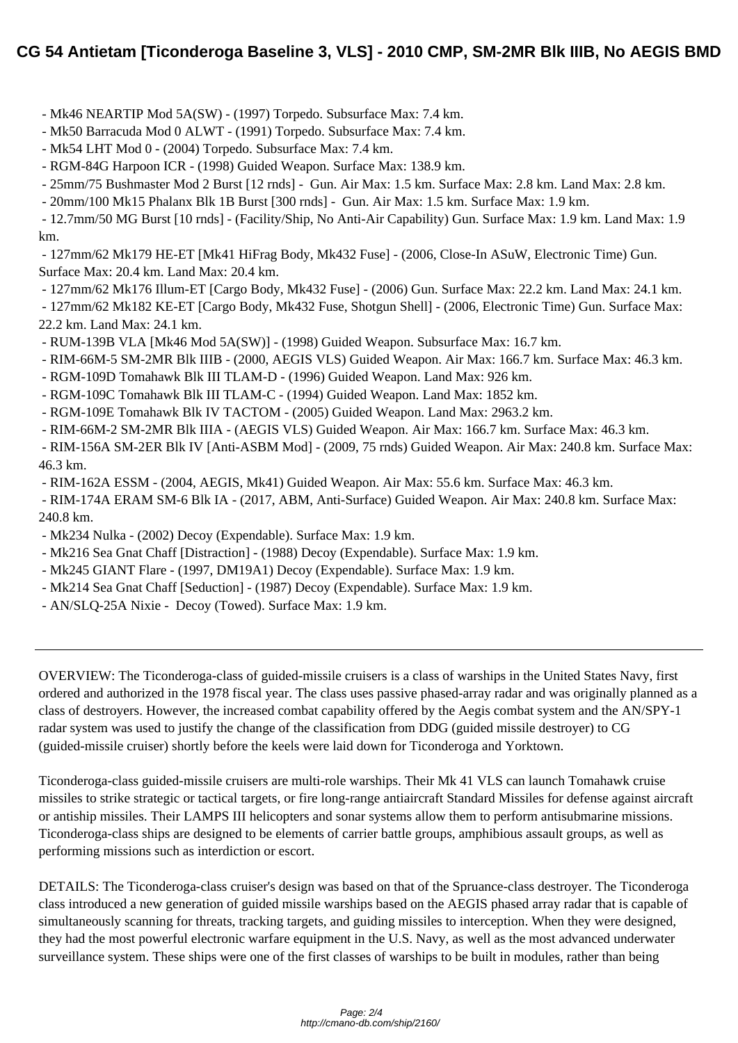- Mk46 NEARTIP Mod 5A(SW) - (1997) Torpedo. Subsurface Max: 7.4 km.
- Mk50 Barracuda Mod 0 ALWT - (1991) Torpedo. Subsurface Max: 7.4 km.
- Mk54 LHT Mod 0 - (2004) Torpedo. Subsurface Max: 7.4 km.
- RGM-84G Harpoon ICR - (1998) Guided Weapon. Surface Max: 138.9 km.
- 25mm/75 Bushmaster Mod 2 Burst [12 rnds] - Gun. Air Max: 1.5 km. Surface Max: 2.8 km. Land Max: 2.8 km.
- 20mm/100 Mk15 Phalanx Blk 1B Burst [300 rnds] - Gun. Air Max: 1.5 km. Surface Max: 1.9 km.
- 12.7mm/50 MG Burst [10 rnds] - (Facility/Ship, No Anti-Air Capability) Gun. Surface Max: 1.9 km. Land Max: 1.9 km.
- 127mm/62 Mk179 HE-ET [Mk41 HiFrag Body, Mk432 Fuse] - (2006, Close-In ASuW, Electronic Time) Gun. Surface Max: 20.4 km. Land Max: 20.4 km.
- 127mm/62 Mk176 Illum-ET [Cargo Body, Mk432 Fuse] - (2006) Gun. Surface Max: 22.2 km. Land Max: 24.1 km.
- 127mm/62 Mk182 KE-ET [Cargo Body, Mk432 Fuse, Shotgun Shell] - (2006, Electronic Time) Gun. Surface Max: 22.2 km. Land Max: 24.1 km.
- RUM-139B VLA [Mk46 Mod 5A(SW)] - (1998) Guided Weapon. Subsurface Max: 16.7 km.
- RIM-66M-5 SM-2MR Blk IIIB - (2000, AEGIS VLS) Guided Weapon. Air Max: 166.7 km. Surface Max: 46.3 km.
- RGM-109D Tomahawk Blk III TLAM-D - (1996) Guided Weapon. Land Max: 926 km.
- RGM-109C Tomahawk Blk III TLAM-C - (1994) Guided Weapon. Land Max: 1852 km.
- RGM-109E Tomahawk Blk IV TACTOM - (2005) Guided Weapon. Land Max: 2963.2 km.
- RIM-66M-2 SM-2MR Blk IIIA - (AEGIS VLS) Guided Weapon. Air Max: 166.7 km. Surface Max: 46.3 km.
- RIM-156A SM-2ER Blk IV [Anti-ASBM Mod] - (2009, 75 rnds) Guided Weapon. Air Max: 240.8 km. Surface Max: 46.3 km.
- RIM-162A ESSM - (2004, AEGIS, Mk41) Guided Weapon. Air Max: 55.6 km. Surface Max: 46.3 km.
- RIM-174A ERAM SM-6 Blk IA - (2017, ABM, Anti-Surface) Guided Weapon. Air Max: 240.8 km. Surface Max: 240.8 km.
- Mk234 Nulka - (2002) Decoy (Expendable). Surface Max: 1.9 km.
- Mk216 Sea Gnat Chaff [Distraction] - (1988) Decoy (Expendable). Surface Max: 1.9 km.
- Mk245 GIANT Flare - (1997, DM19A1) Decoy (Expendable). Surface Max: 1.9 km.
- Mk214 Sea Gnat Chaff [Seduction] - (1987) Decoy (Expendable). Surface Max: 1.9 km.
- AN/SLQ-25A Nixie - Decoy (Towed). Surface Max: 1.9 km.

---

OVERVIEW: The Ticonderoga-class of guided-missile cruisers is a class of warships in the United States Navy, first ordered and authorized in the 1978 fiscal year. The class uses passive phased-array radar and was originally planned as a class of destroyers. However, the increased combat capability offered by the Aegis combat system and the AN/SPY-1 radar system was used to justify the change of the classification from DDG (guided missile destroyer) to CG (guided-missile cruiser) shortly before the keels were laid down for Ticonderoga and Yorktown.

Ticonderoga-class guided-missile cruisers are multi-role warships. Their Mk 41 VLS can launch Tomahawk cruise missiles to strike strategic or tactical targets, or fire long-range antiaircraft Standard Missiles for defense against aircraft or antiship missiles. Their LAMPS III helicopters and sonar systems allow them to perform antisubmarine missions. Ticonderoga-class ships are designed to be elements of carrier battle groups, amphibious assault groups, as well as performing missions such as interdiction or escort.

DETAILS: The Ticonderoga-class cruiser's design was based on that of the Spruance-class destroyer. The Ticonderoga class introduced a new generation of guided missile warships based on the AEGIS phased array radar that is capable of simultaneously scanning for threats, tracking targets, and guiding missiles to interception. When they were designed, they had the most powerful electronic warfare equipment in the U.S. Navy, as well as the most advanced underwater surveillance system. These ships were one of the first classes of warships to be built in modules, rather than being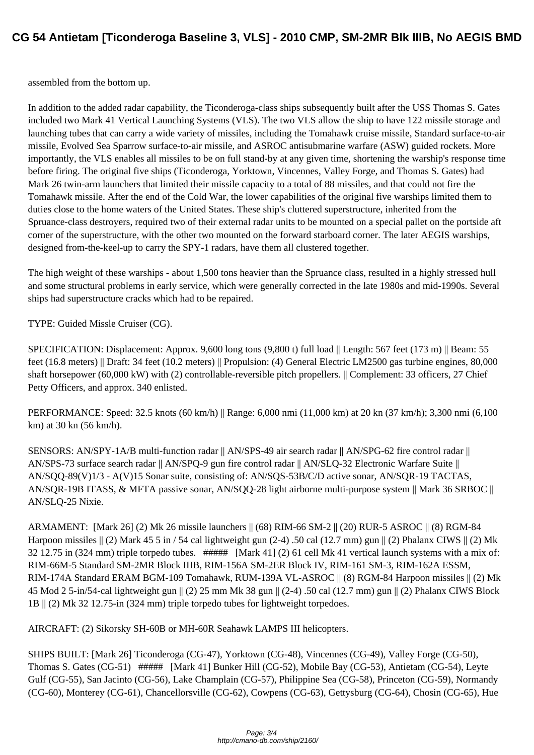assembled from the bottom up.

In addition to the added radar capability, the Ticonderoga-class ships subsequently built after the USS Thomas S. Gates included two Mark 41 Vertical Launching Systems (VLS). The two VLS allow the ship to have 122 missile storage and launching tubes that can carry a wide variety of missiles, including the Tomahawk cruise missile, Standard surface-to-air missile, Evolved Sea Sparrow surface-to-air missile, and ASROC antisubmarine warfare (ASW) guided rockets. More importantly, the VLS enables all missiles to be on full stand-by at any given time, shortening the warship's response time before firing. The original five ships (Ticonderoga, Yorktown, Vincennes, Valley Forge, and Thomas S. Gates) had Mark 26 twin-arm launchers that limited their missile capacity to a total of 88 missiles, and that could not fire the Tomahawk missile. After the end of the Cold War, the lower capabilities of the original five warships limited them to duties close to the home waters of the United States. These ship's cluttered superstructure, inherited from the Spruance-class destroyers, required two of their external radar units to be mounted on a special pallet on the portside aft corner of the superstructure, with the other two mounted on the forward starboard corner. The later AEGIS warships, designed from-the-keel-up to carry the SPY-1 radars, have them all clustered together.

The high weight of these warships - about 1,500 tons heavier than the Spruance class, resulted in a highly stressed hull and some structural problems in early service, which were generally corrected in the late 1980s and mid-1990s. Several ships had superstructure cracks which had to be repaired.

TYPE: Guided Missle Cruiser (CG).

SPECIFICATION: Displacement: Approx. 9,600 long tons (9,800 t) full load || Length: 567 feet (173 m) || Beam: 55 feet (16.8 meters) || Draft: 34 feet (10.2 meters) || Propulsion: (4) General Electric LM2500 gas turbine engines, 80,000 shaft horsepower (60,000 kW) with (2) controllable-reversible pitch propellers. || Complement: 33 officers, 27 Chief Petty Officers, and approx. 340 enlisted.

PERFORMANCE: Speed: 32.5 knots (60 km/h) || Range: 6,000 nmi (11,000 km) at 20 kn (37 km/h); 3,300 nmi (6,100 km) at 30 kn (56 km/h).

SENSORS: AN/SPY-1A/B multi-function radar || AN/SPS-49 air search radar || AN/SPG-62 fire control radar || AN/SPS-73 surface search radar || AN/SPQ-9 gun fire control radar || AN/SLQ-32 Electronic Warfare Suite || AN/SQQ-89(V)1/3 - A(V)15 Sonar suite, consisting of: AN/SQS-53B/C/D active sonar, AN/SQR-19 TACTAS, AN/SQR-19B ITASS, & MFTA passive sonar, AN/SQQ-28 light airborne multi-purpose system || Mark 36 SRBOC || AN/SLQ-25 Nixie.

ARMAMENT: [Mark 26] (2) Mk 26 missile launchers || (68) RIM-66 SM-2 || (20) RUR-5 ASROC || (8) RGM-84 Harpoon missiles || (2) Mark 45 5 in / 54 cal lightweight gun (2-4) .50 cal (12.7 mm) gun || (2) Phalanx CIWS || (2) Mk 32 12.75 in (324 mm) triple torpedo tubes. ##### [Mark 41] (2) 61 cell Mk 41 vertical launch systems with a mix of: RIM-66M-5 Standard SM-2MR Block IIIB, RIM-156A SM-2ER Block IV, RIM-161 SM-3, RIM-162A ESSM, RIM-174A Standard ERAM BGM-109 Tomahawk, RUM-139A VL-ASROC || (8) RGM-84 Harpoon missiles || (2) Mk 45 Mod 2 5-in/54-cal lightweight gun || (2) 25 mm Mk 38 gun || (2-4) .50 cal (12.7 mm) gun || (2) Phalanx CIWS Block 1B || (2) Mk 32 12.75-in (324 mm) triple torpedo tubes for lightweight torpedoes.

AIRCRAFT: (2) Sikorsky SH-60B or MH-60R Seahawk LAMPS III helicopters.

SHIPS BUILT: [Mark 26] Ticonderoga (CG-47), Yorktown (CG-48), Vincennes (CG-49), Valley Forge (CG-50), Thomas S. Gates (CG-51) ##### [Mark 41] Bunker Hill (CG-52), Mobile Bay (CG-53), Antietam (CG-54), Leyte Gulf (CG-55), San Jacinto (CG-56), Lake Champlain (CG-57), Philippine Sea (CG-58), Princeton (CG-59), Normandy (CG-60), Monterey (CG-61), Chancellorsville (CG-62), Cowpens (CG-63), Gettysburg (CG-64), Chosin (CG-65), Hue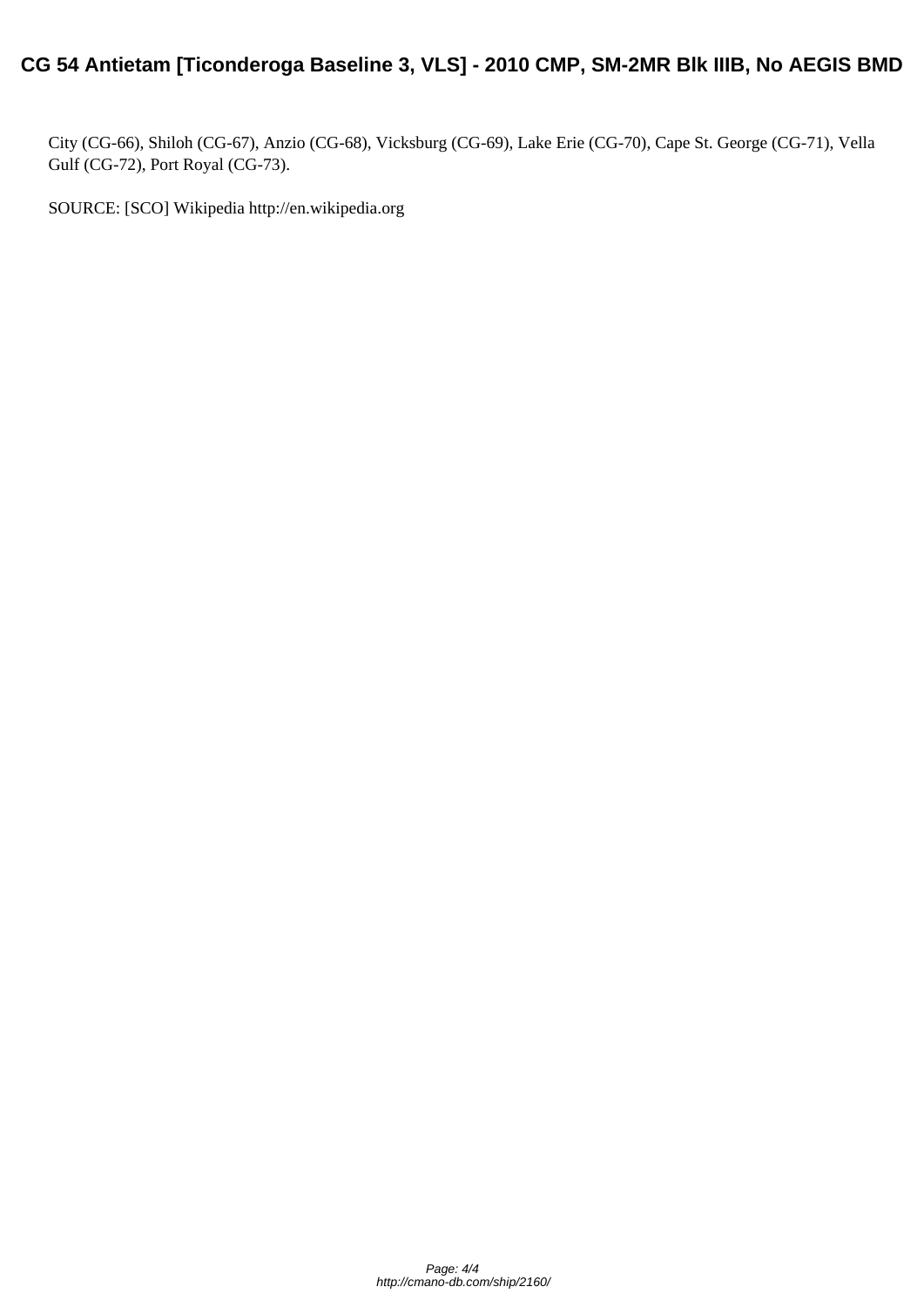City (CG-66), Shiloh (CG-67), Anzio (CG-68), Vicksburg (CG-69), Lake Erie (CG-70), Cape St. George (CG-71), Vella Gulf (CG-72), Port Royal (CG-73).

SOURCE: [SCO] Wikipedia http://en.wikipedia.org